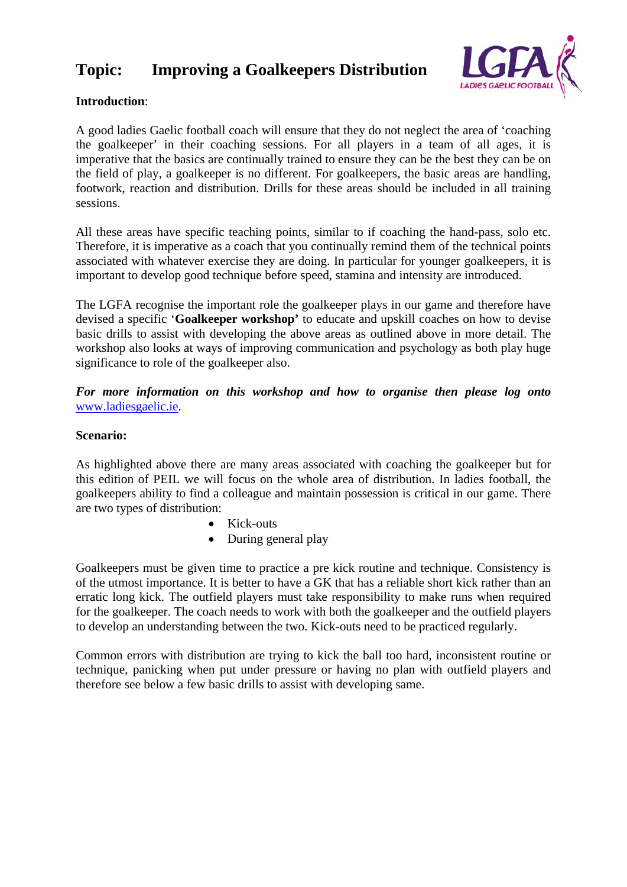# Topic: Improving a Goalkeepers Distribution

**Introduction**:

A good ladies Gaelic football coach will ensure that they do not neglect the area of 'coaching the goalkeeper' in their coaching sessions. For all players in a team of all ages, it is imperative that the basics are continually trained to ensure they can be the best they can be on the field of play, a goalkeeper is no different. For goalkeepers, the basic areas are handling, footwork, reaction and distribution. Drills for these areas should be included in all training sessions.

All these areas have specific teaching points, similar to if coaching the hand-pass, solo etc. Therefore, it is imperative as a coach that you continually remind them of the technical points associated with whatever exercise they are doing. In particular for younger goalkeepers, it is important to develop good technique before speed, stamina and intensity are introduced.

The LGFA recognise the important role the goalkeeper plays in our game and therefore have devised a specific '**Goalkeeper workshop'** to educate and upskill coaches on how to devise basic drills to assist with developing the above areas as outlined above in more detail. The workshop also looks at ways of improving communication and psychology as both play huge significance to role of the goalkeeper also.

***For more information on this workshop and how to organise then please log onto*** www.ladiesgaelic.ie.

**Scenario:**

As highlighted above there are many areas associated with coaching the goalkeeper but for this edition of PEIL we will focus on the whole area of distribution. In ladies football, the goalkeepers ability to find a colleague and maintain possession is critical in our game. There are two types of distribution:

- Kick-outs
- During general play

Goalkeepers must be given time to practice a pre kick routine and technique. Consistency is of the utmost importance. It is better to have a GK that has a reliable short kick rather than an erratic long kick. The outfield players must take responsibility to make runs when required for the goalkeeper. The coach needs to work with both the goalkeeper and the outfield players to develop an understanding between the two. Kick-outs need to be practiced regularly.

Common errors with distribution are trying to kick the ball too hard, inconsistent routine or technique, panicking when put under pressure or having no plan with outfield players and therefore see below a few basic drills to assist with developing same.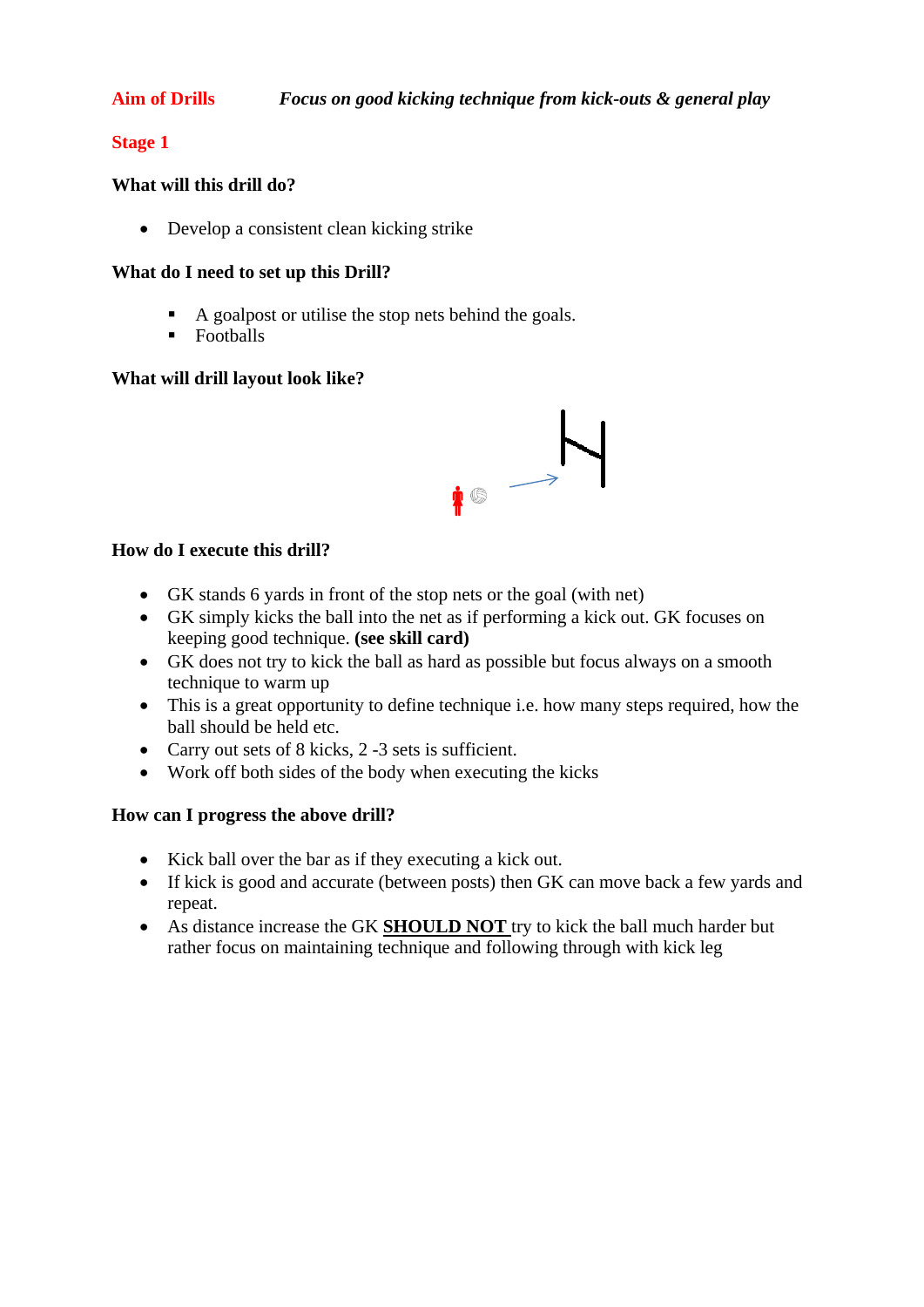**Aim of Drills** *Focus on good kicking technique from kick-outs & general play*

**Stage 1**

**What will this drill do?**

- Develop a consistent clean kicking strike

**What do I need to set up this Drill?**

- A goalpost or utilise the stop nets behind the goals.
- Footballs

**What will drill layout look like?**

**How do I execute this drill?**

- GK stands 6 yards in front of the stop nets or the goal (with net)
- GK simply kicks the ball into the net as if performing a kick out. GK focuses on keeping good technique. **(see skill card)**
- GK does not try to kick the ball as hard as possible but focus always on a smooth technique to warm up
- This is a great opportunity to define technique i.e. how many steps required, how the ball should be held etc.
- Carry out sets of 8 kicks, 2 -3 sets is sufficient.
- Work off both sides of the body when executing the kicks

**How can I progress the above drill?**

- Kick ball over the bar as if they executing a kick out.
- If kick is good and accurate (between posts) then GK can move back a few yards and repeat.
- As distance increase the GK **SHOULD NOT** try to kick the ball much harder but rather focus on maintaining technique and following through with kick leg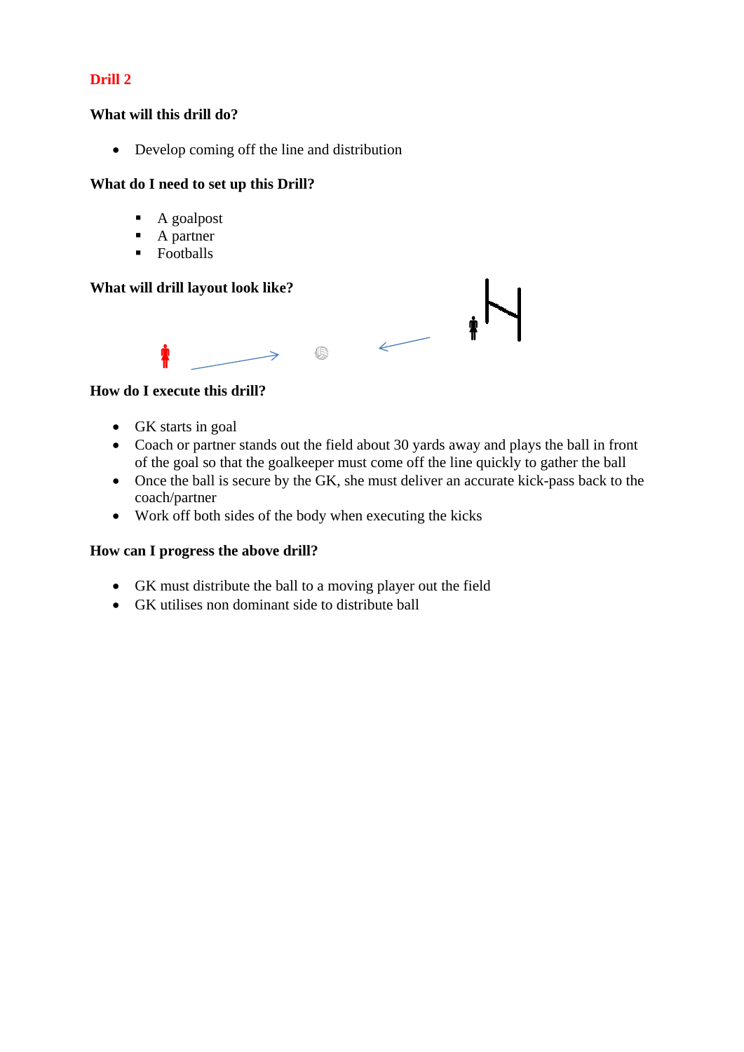**Drill 2**

**What will this drill do?**

- Develop coming off the line and distribution

**What do I need to set up this Drill?**

- A goalpost
- A partner
- Footballs

**What will drill layout look like?**

**How do I execute this drill?**

- GK starts in goal
- Coach or partner stands out the field about 30 yards away and plays the ball in front of the goal so that the goalkeeper must come off the line quickly to gather the ball
- Once the ball is secure by the GK, she must deliver an accurate kick-pass back to the coach/partner
- Work off both sides of the body when executing the kicks

**How can I progress the above drill?**

- GK must distribute the ball to a moving player out the field
- GK utilises non dominant side to distribute ball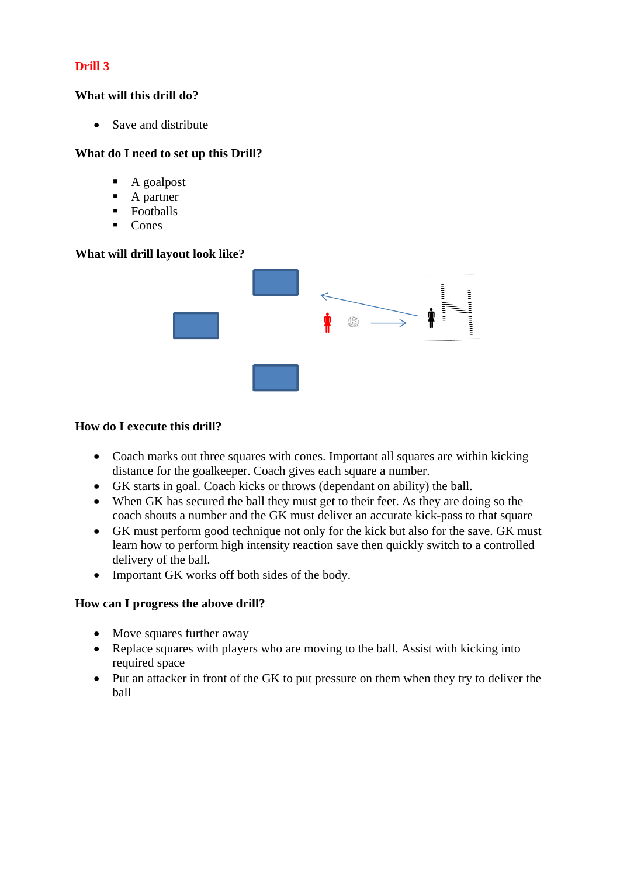**Drill 3**

**What will this drill do?**

- Save and distribute

**What do I need to set up this Drill?**

- A goalpost
- A partner
- Footballs
- Cones

**What will drill layout look like?**

**How do I execute this drill?**

- Coach marks out three squares with cones. Important all squares are within kicking distance for the goalkeeper. Coach gives each square a number.
- GK starts in goal. Coach kicks or throws (dependant on ability) the ball.
- When GK has secured the ball they must get to their feet. As they are doing so the coach shouts a number and the GK must deliver an accurate kick-pass to that square
- GK must perform good technique not only for the kick but also for the save. GK must learn how to perform high intensity reaction save then quickly switch to a controlled delivery of the ball.
- Important GK works off both sides of the body.

**How can I progress the above drill?**

- Move squares further away
- Replace squares with players who are moving to the ball. Assist with kicking into required space
- Put an attacker in front of the GK to put pressure on them when they try to deliver the ball